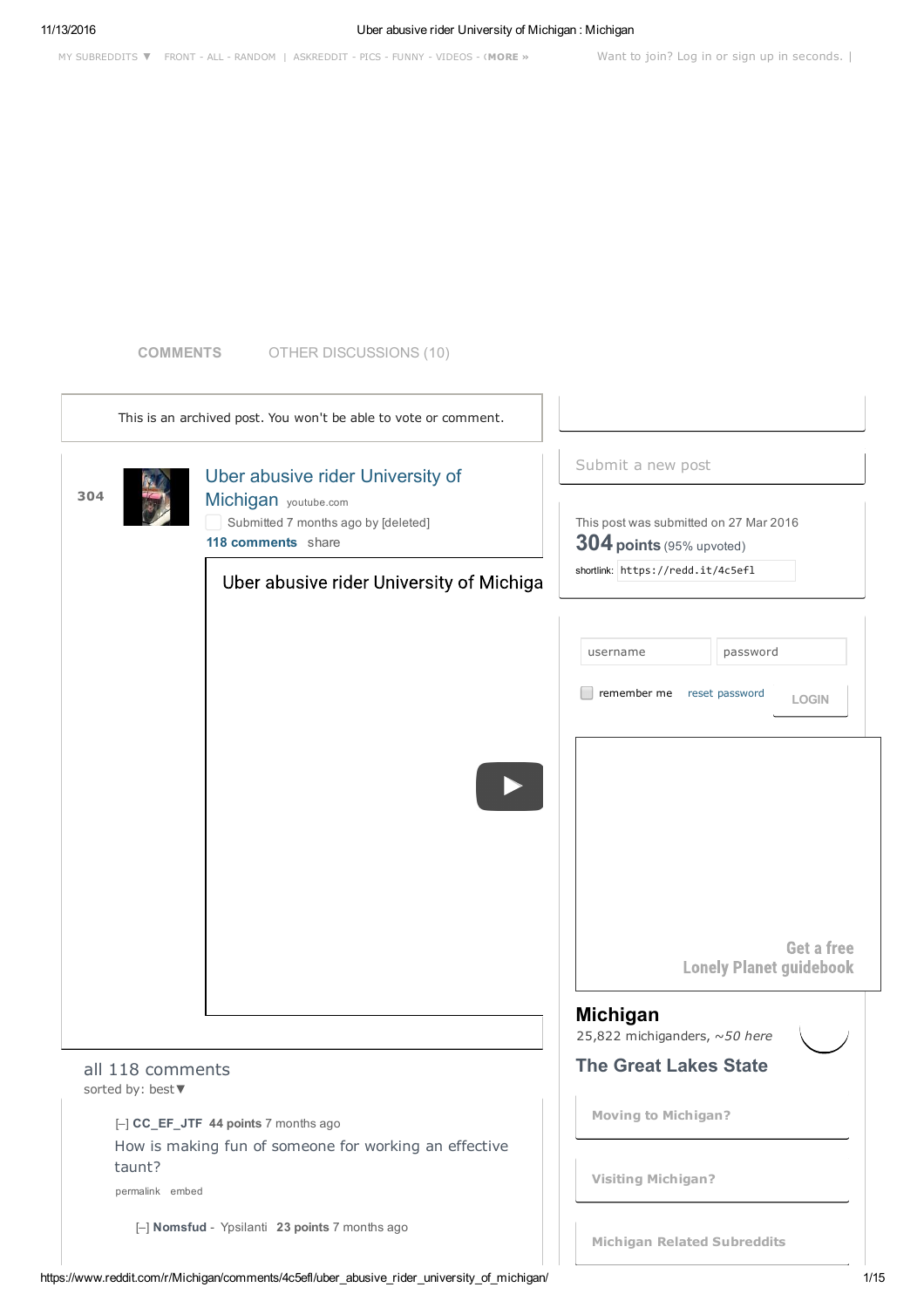MY SUBREDDITS ▼ FRONT - ALL - RANDOM | ASKREDDIT - PICS - FUNNY - VIDEOS - (MORE » Want to join? Log in or sign up in seconds. |

COMMENTS OTHER DISCUSSIONS (10)

This is an archived post. You won't be able to vote or comment.

304

# Uber abusive rider University of Michigan

youtube.com

Submitted 7 months ago by [deleted]

**118 comments** share

Uber abusive rider University of Michiga

Submit a new post

This post was submitted on 27 Mar 2016

**304 points** (95% upvoted)

shortlink: https://redd.it/4c5efl

username password

remember me reset password LOGIN

Get a free Lonely Planet guidebook

## Michigan

25,822 michiganders, *~50 here*

### The Great Lakes State

Moving to Michigan?

Visiting Michigan?

Michigan Related Subreddits

all 118 comments

sorted by: best▼

[–] **CC_EF_JTF** **44 points** 7 months ago

How is making fun of someone for working an effective taunt?

permalink embed

[–] **Nomsfud** - Ypsilanti **23 points** 7 months ago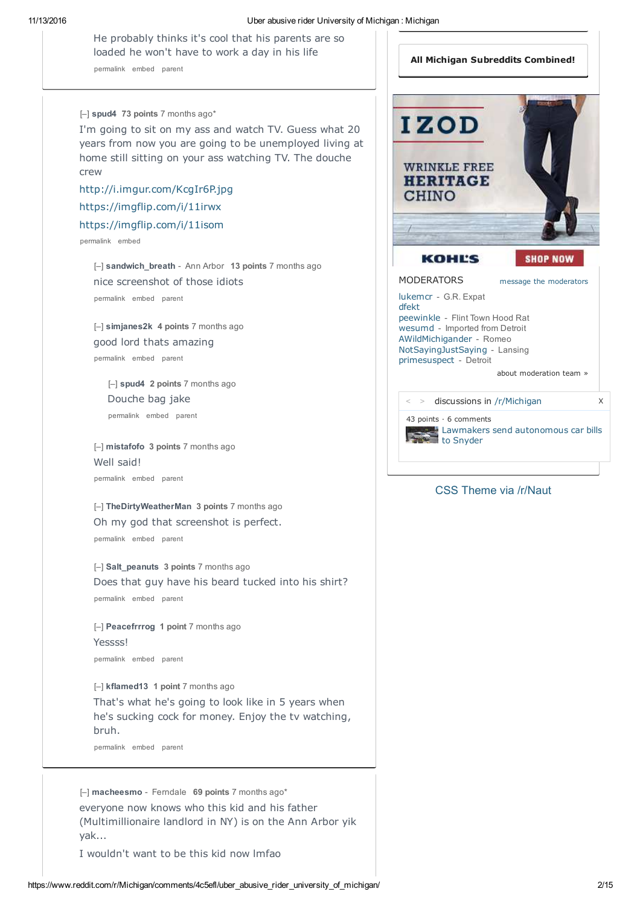He probably thinks it's cool that his parents are so loaded he won't have to work a day in his life

permalink embed parent

[–] **spud4** **73 points** 7 months ago*

I'm going to sit on my ass and watch TV. Guess what 20 years from now you are going to be unemployed living at home still sitting on your ass watching TV. The douche crew

http://i.imgur.com/KcgIr6P.jpg

https://imgflip.com/i/11irwx

https://imgflip.com/i/11isom

permalink embed

[–] **sandwich_breath** - Ann Arbor **13 points** 7 months ago

nice screenshot of those idiots

permalink embed parent

[–] **simjanes2k** **4 points** 7 months ago

good lord thats amazing

permalink embed parent

[–] **spud4** **2 points** 7 months ago

Douche bag jake

permalink embed parent

[–] **mistafofo** **3 points** 7 months ago

Well said!

permalink embed parent

[–] **TheDirtyWeatherMan** **3 points** 7 months ago

Oh my god that screenshot is perfect.

permalink embed parent

[–] **Salt_peanuts** **3 points** 7 months ago

Does that guy have his beard tucked into his shirt?

permalink embed parent

[–] **Peacefrrrog** **1 point** 7 months ago

Yessss!

permalink embed parent

[–] **kflamed13** **1 point** 7 months ago

That's what he's going to look like in 5 years when he's sucking cock for money. Enjoy the tv watching, bruh.

permalink embed parent

[–] **macheesmo** - Ferndale **69 points** 7 months ago*

everyone now knows who this kid and his father (Multimillionaire landlord in NY) is on the Ann Arbor yik yak...

I wouldn't want to be this kid now lmfao

**All Michigan Subreddits Combined!**

IZOD

WRINKLE FREE HERITAGE CHINO

KOHL'S SHOP NOW

MODERATORS message the moderators

lukemcr - G.R. Expat
dfekt
peewinkle - Flint Town Hood Rat
wesumd - Imported from Detroit
AWildMichigander - Romeo
NotSayingJustSaying - Lansing
primesuspect - Detroit

about moderation team »

discussions in /r/Michigan

43 points · 6 comments
Lawmakers send autonomous car bills to Snyder

CSS Theme via /r/Naut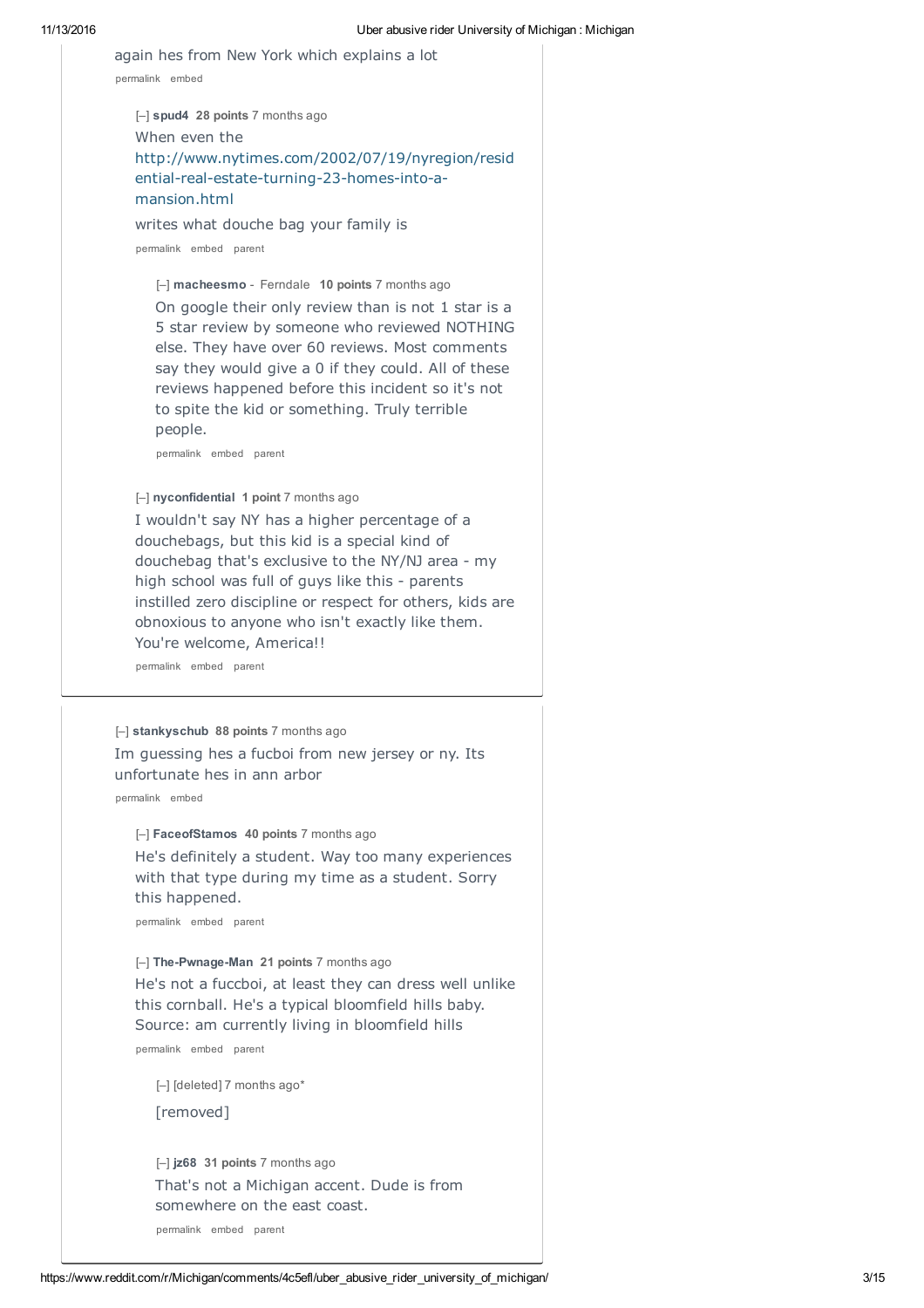again hes from New York which explains a lot

permalink embed

[–] **spud4** **28 points** 7 months ago

When even the http://www.nytimes.com/2002/07/19/nyregion/residential-real-estate-turning-23-homes-into-a-mansion.html

writes what douche bag your family is

permalink embed parent

[–] **macheesmo** - Ferndale **10 points** 7 months ago

On google their only review than is not 1 star is a 5 star review by someone who reviewed NOTHING else. They have over 60 reviews. Most comments say they would give a 0 if they could. All of these reviews happened before this incident so it's not to spite the kid or something. Truly terrible people.

permalink embed parent

[–] **nyconfidential** **1 point** 7 months ago

I wouldn't say NY has a higher percentage of a douchebags, but this kid is a special kind of douchebag that's exclusive to the NY/NJ area - my high school was full of guys like this - parents instilled zero discipline or respect for others, kids are obnoxious to anyone who isn't exactly like them. You're welcome, America!!

permalink embed parent

---

[–] **stankyschub** **88 points** 7 months ago

Im guessing hes a fucboi from new jersey or ny. Its unfortunate hes in ann arbor

permalink embed

[–] **FaceofStamos** **40 points** 7 months ago

He's definitely a student. Way too many experiences with that type during my time as a student. Sorry this happened.

permalink embed parent

[–] **The-Pwnage-Man** **21 points** 7 months ago

He's not a fuccboi, at least they can dress well unlike this cornball. He's a typical bloomfield hills baby. Source: am currently living in bloomfield hills

permalink embed parent

[–] [deleted] 7 months ago*

[removed]

[–] **jz68** **31 points** 7 months ago

That's not a Michigan accent. Dude is from somewhere on the east coast.

permalink embed parent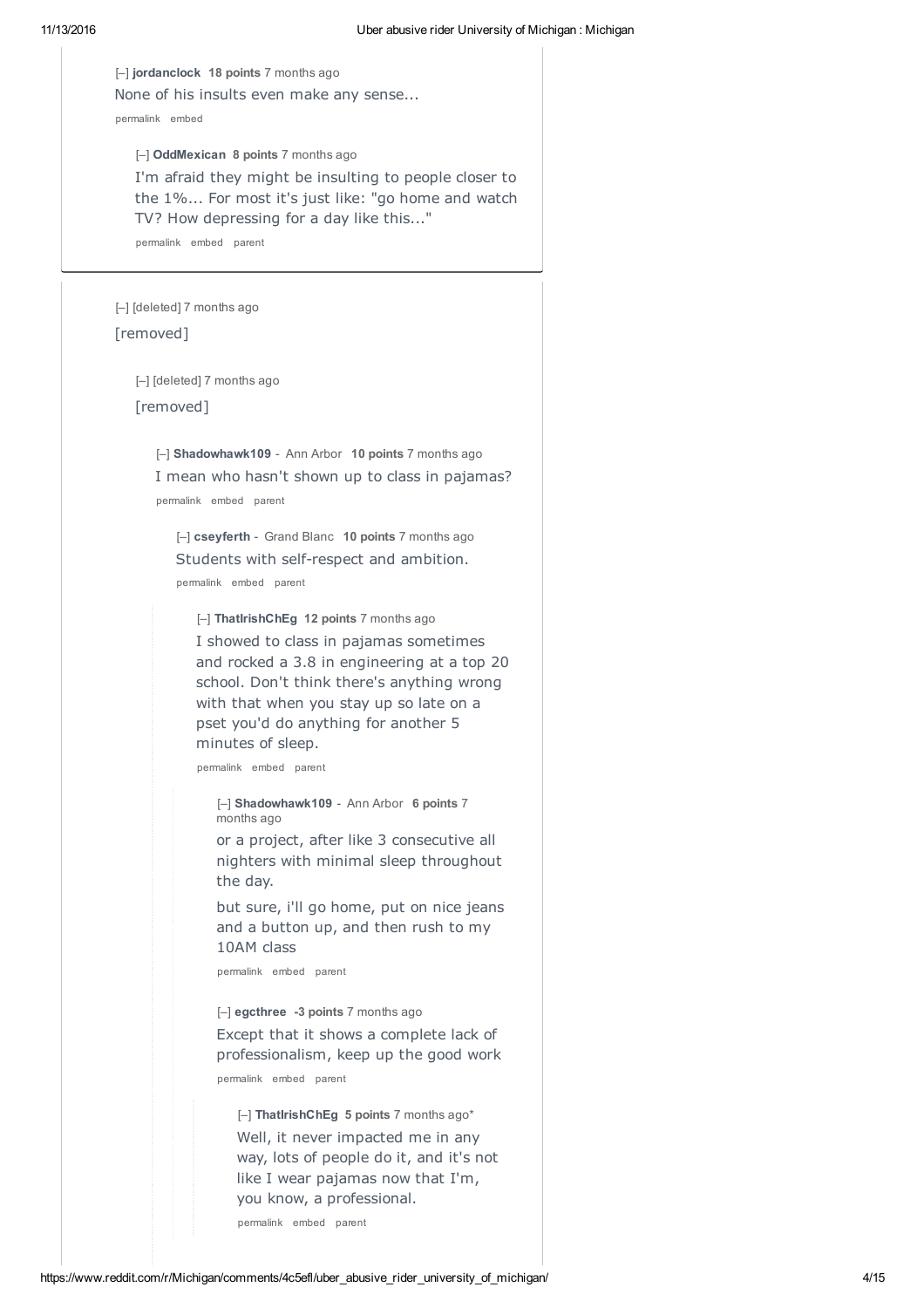[–] **jordanclock** **18 points** 7 months ago

None of his insults even make any sense...

permalink embed

> [–] **OddMexican** **8 points** 7 months ago
>
> I'm afraid they might be insulting to people closer to the 1%... For most it's just like: "go home and watch TV? How depressing for a day like this..."
>
> permalink embed parent

---

[–] [deleted] 7 months ago

[removed]

> [–] [deleted] 7 months ago
>
> [removed]
>
> > [–] **Shadowhawk109** - Ann Arbor **10 points** 7 months ago
> >
> > I mean who hasn't shown up to class in pajamas?
> >
> > permalink embed parent
> >
> > > [–] **cseyferth** - Grand Blanc **10 points** 7 months ago
> > >
> > > Students with self-respect and ambition.
> > >
> > > permalink embed parent
> > >
> > > > [–] **ThatIrishChEg** **12 points** 7 months ago
> > > >
> > > > I showed to class in pajamas sometimes and rocked a 3.8 in engineering at a top 20 school. Don't think there's anything wrong with that when you stay up so late on a pset you'd do anything for another 5 minutes of sleep.
> > > >
> > > > permalink embed parent
> > > >
> > > > > [–] **Shadowhawk109** - Ann Arbor **6 points** 7 months ago
> > > > >
> > > > > or a project, after like 3 consecutive all nighters with minimal sleep throughout the day.
> > > > >
> > > > > but sure, i'll go home, put on nice jeans and a button up, and then rush to my 10AM class
> > > > >
> > > > > permalink embed parent
> > > > >
> > > > > [–] **egcthree** **-3 points** 7 months ago
> > > > >
> > > > > Except that it shows a complete lack of professionalism, keep up the good work
> > > > >
> > > > > permalink embed parent
> > > > >
> > > > > > [–] **ThatIrishChEg** **5 points** 7 months ago*
> > > > > >
> > > > > > Well, it never impacted me in any way, lots of people do it, and it's not like I wear pajamas now that I'm, you know, a professional.
> > > > > >
> > > > > > permalink embed parent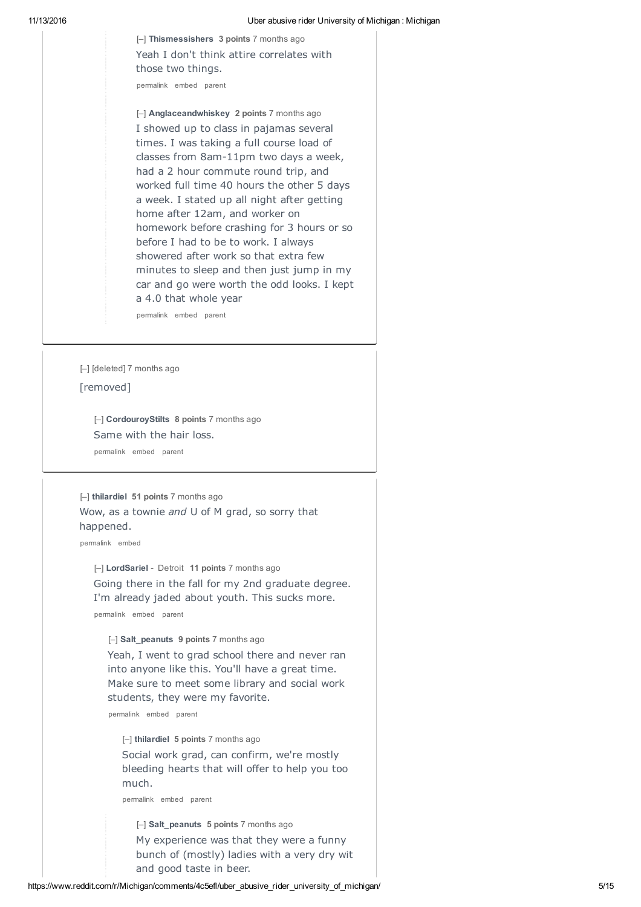[–] **Thismessishers** **3 points** 7 months ago

Yeah I don't think attire correlates with those two things.

permalink embed parent

[–] **Anglaceandwhiskey** **2 points** 7 months ago

I showed up to class in pajamas several times. I was taking a full course load of classes from 8am-11pm two days a week, had a 2 hour commute round trip, and worked full time 40 hours the other 5 days a week. I stated up all night after getting home after 12am, and worker on homework before crashing for 3 hours or so before I had to be to work. I always showered after work so that extra few minutes to sleep and then just jump in my car and go were worth the odd looks. I kept a 4.0 that whole year

permalink embed parent

---

[–] [deleted] 7 months ago

[removed]

[–] **CordouroyStilts** **8 points** 7 months ago

Same with the hair loss.

permalink embed parent

---

[–] **thilardiel** **51 points** 7 months ago

Wow, as a townie *and* U of M grad, so sorry that happened.

permalink embed

[–] **LordSariel** - Detroit **11 points** 7 months ago

Going there in the fall for my 2nd graduate degree. I'm already jaded about youth. This sucks more.

permalink embed parent

[–] **Salt_peanuts** **9 points** 7 months ago

Yeah, I went to grad school there and never ran into anyone like this. You'll have a great time. Make sure to meet some library and social work students, they were my favorite.

permalink embed parent

[–] **thilardiel** **5 points** 7 months ago

Social work grad, can confirm, we're mostly bleeding hearts that will offer to help you too much.

permalink embed parent

[–] **Salt_peanuts** **5 points** 7 months ago

My experience was that they were a funny bunch of (mostly) ladies with a very dry wit and good taste in beer.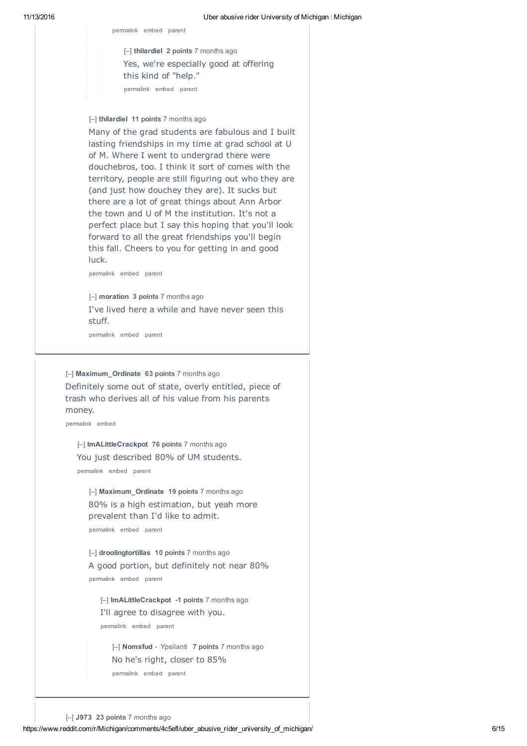permalink embed parent

[–] **thilardiel** **2 points** 7 months ago

Yes, we're especially good at offering this kind of "help."

permalink embed parent

[–] **thilardiel** **11 points** 7 months ago

Many of the grad students are fabulous and I built lasting friendships in my time at grad school at U of M. Where I went to undergrad there were douchebros, too. I think it sort of comes with the territory, people are still figuring out who they are (and just how douchey they are). It sucks but there are a lot of great things about Ann Arbor the town and U of M the institution. It's not a perfect place but I say this hoping that you'll look forward to all the great friendships you'll begin this fall. Cheers to you for getting in and good luck.

permalink embed parent

[–] **moration** **3 points** 7 months ago

I've lived here a while and have never seen this stuff.

permalink embed parent

[–] **Maximum_Ordinate** **63 points** 7 months ago

Definitely some out of state, overly entitled, piece of trash who derives all of his value from his parents money.

permalink embed

[–] **ImALittleCrackpot** **76 points** 7 months ago

You just described 80% of UM students.

permalink embed parent

[–] **Maximum_Ordinate** **19 points** 7 months ago

80% is a high estimation, but yeah more prevalent than I'd like to admit.

permalink embed parent

[–] **droolingtortillas** **10 points** 7 months ago

A good portion, but definitely not near 80%

permalink embed parent

[–] **ImALittleCrackpot** **-1 points** 7 months ago

I'll agree to disagree with you.

permalink embed parent

[–] **Nomsfud** - Ypsilanti **7 points** 7 months ago

No he's right, closer to 85%

permalink embed parent

[–] **J973** **23 points** 7 months ago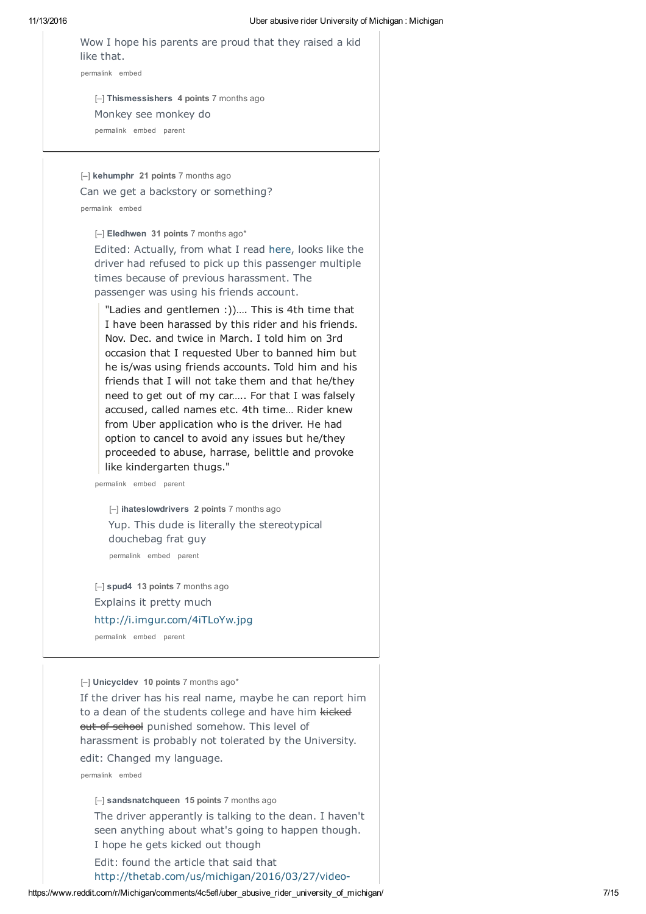Wow I hope his parents are proud that they raised a kid like that.

permalink embed

> [–] **Thismessishers** **4 points** 7 months ago
>
> Monkey see monkey do
>
> permalink embed parent

---

[–] **kehumphr** **21 points** 7 months ago

Can we get a backstory or something?

permalink embed

> [–] **Eledhwen** **31 points** 7 months ago*
>
> Edited: Actually, from what I read here, looks like the driver had refused to pick up this passenger multiple times because of previous harassment. The passenger was using his friends account.
>
> > "Ladies and gentlemen :))…. This is 4th time that I have been harassed by this rider and his friends. Nov. Dec. and twice in March. I told him on 3rd occasion that I requested Uber to banned him but he is/was using friends accounts. Told him and his friends that I will not take them and that he/they need to get out of my car….. For that I was falsely accused, called names etc. 4th time… Rider knew from Uber application who is the driver. He had option to cancel to avoid any issues but he/they proceeded to abuse, harrase, belittle and provoke like kindergarten thugs."
>
> permalink embed parent
>
> > [–] **ihateslowdrivers** **2 points** 7 months ago
> >
> > Yup. This dude is literally the stereotypical douchebag frat guy
> >
> > permalink embed parent
>
> [–] **spud4** **13 points** 7 months ago
>
> Explains it pretty much
>
> http://i.imgur.com/4iTLoYw.jpg
>
> permalink embed parent

---

[–] **Unicycldev** **10 points** 7 months ago*

If the driver has his real name, maybe he can report him to a dean of the students college and have him ~~kicked out of school~~ punished somehow. This level of harassment is probably not tolerated by the University.

edit: Changed my language.

permalink embed

> [–] **sandsnatchqueen** **15 points** 7 months ago
>
> The driver apparently is talking to the dean. I haven't seen anything about what's going to happen though. I hope he gets kicked out though
>
> Edit: found the article that said that
> http://thetab.com/us/michigan/2016/03/27/video-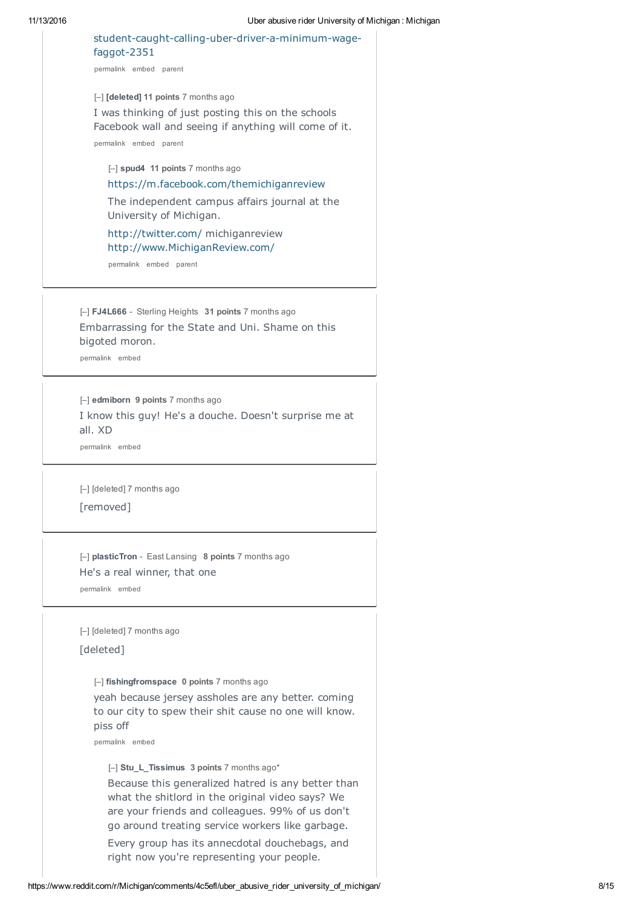student-caught-calling-uber-driver-a-minimum-wage-faggot-2351

permalink embed parent

[–] **[deleted]** **11 points** 7 months ago

I was thinking of just posting this on the schools Facebook wall and seeing if anything will come of it.

permalink embed parent

[–] **spud4** **11 points** 7 months ago

https://m.facebook.com/themichiganreview

The independent campus affairs journal at the University of Michigan.

http://twitter.com/ michiganreview
http://www.MichiganReview.com/

permalink embed parent

---

[–] **FJ4L666** - Sterling Heights **31 points** 7 months ago

Embarrassing for the State and Uni. Shame on this bigoted moron.

permalink embed

---

[–] **edmiborn** **9 points** 7 months ago

I know this guy! He's a douche. Doesn't surprise me at all. XD

permalink embed

---

[–] [deleted] 7 months ago

[removed]

---

[–] **plasticTron** - East Lansing **8 points** 7 months ago

He's a real winner, that one

permalink embed

---

[–] [deleted] 7 months ago

[deleted]

[–] **fishingfromspace** **0 points** 7 months ago

yeah because jersey assholes are any better. coming to our city to spew their shit cause no one will know. piss off

permalink embed

[–] **Stu_L_Tissimus** **3 points** 7 months ago*

Because this generalized hatred is any better than what the shitlord in the original video says? We are your friends and colleagues. 99% of us don't go around treating service workers like garbage.

Every group has its annecdotal douchebags, and right now you're representing your people.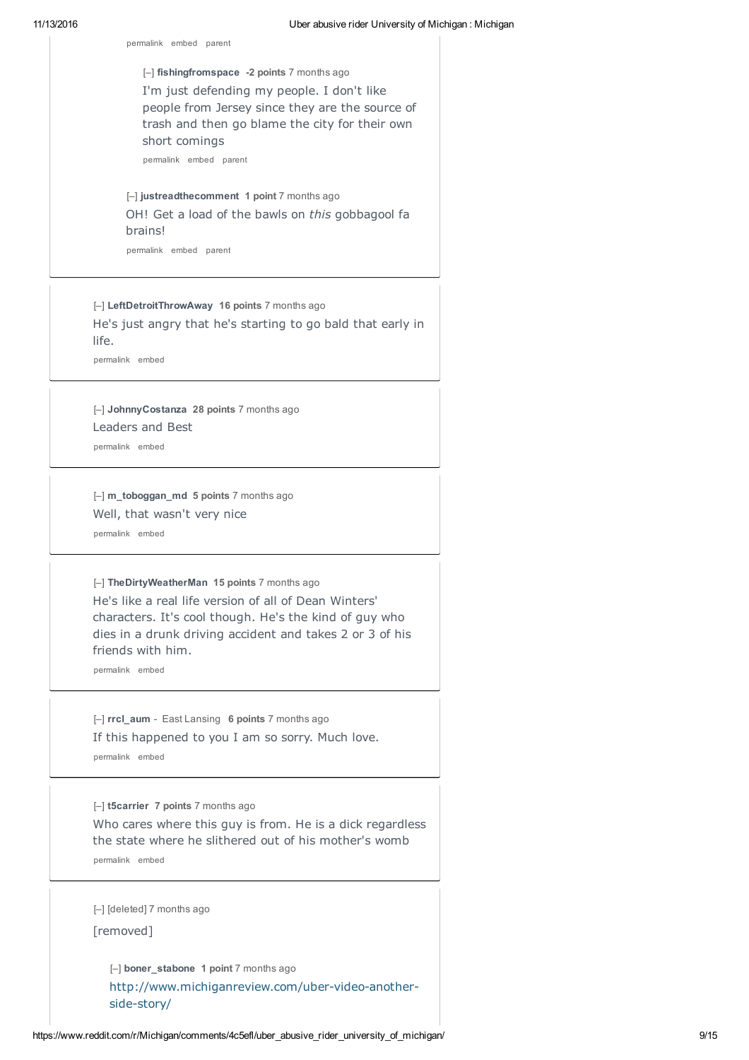permalink embed parent

[–] **fishingfromspace** **-2 points** 7 months ago

I'm just defending my people. I don't like people from Jersey since they are the source of trash and then go blame the city for their own short comings

permalink embed parent

[–] **justreadthecomment** **1 point** 7 months ago

OH! Get a load of the bawls on *this* gobbagool fa brains!

permalink embed parent

---

[–] **LeftDetroitThrowAway** **16 points** 7 months ago

He's just angry that he's starting to go bald that early in life.

permalink embed

---

[–] **JohnnyCostanza** **28 points** 7 months ago

Leaders and Best

permalink embed

---

[–] **m_toboggan_md** **5 points** 7 months ago

Well, that wasn't very nice

permalink embed

---

[–] **TheDirtyWeatherMan** **15 points** 7 months ago

He's like a real life version of all of Dean Winters' characters. It's cool though. He's the kind of guy who dies in a drunk driving accident and takes 2 or 3 of his friends with him.

permalink embed

---

[–] **rrcl_aum** - East Lansing **6 points** 7 months ago

If this happened to you I am so sorry. Much love.

permalink embed

---

[–] **t5carrier** **7 points** 7 months ago

Who cares where this guy is from. He is a dick regardless the state where he slithered out of his mother's womb

permalink embed

---

[–] [deleted] 7 months ago

[removed]

[–] **boner_stabone** **1 point** 7 months ago

http://www.michiganreview.com/uber-video-another-side-story/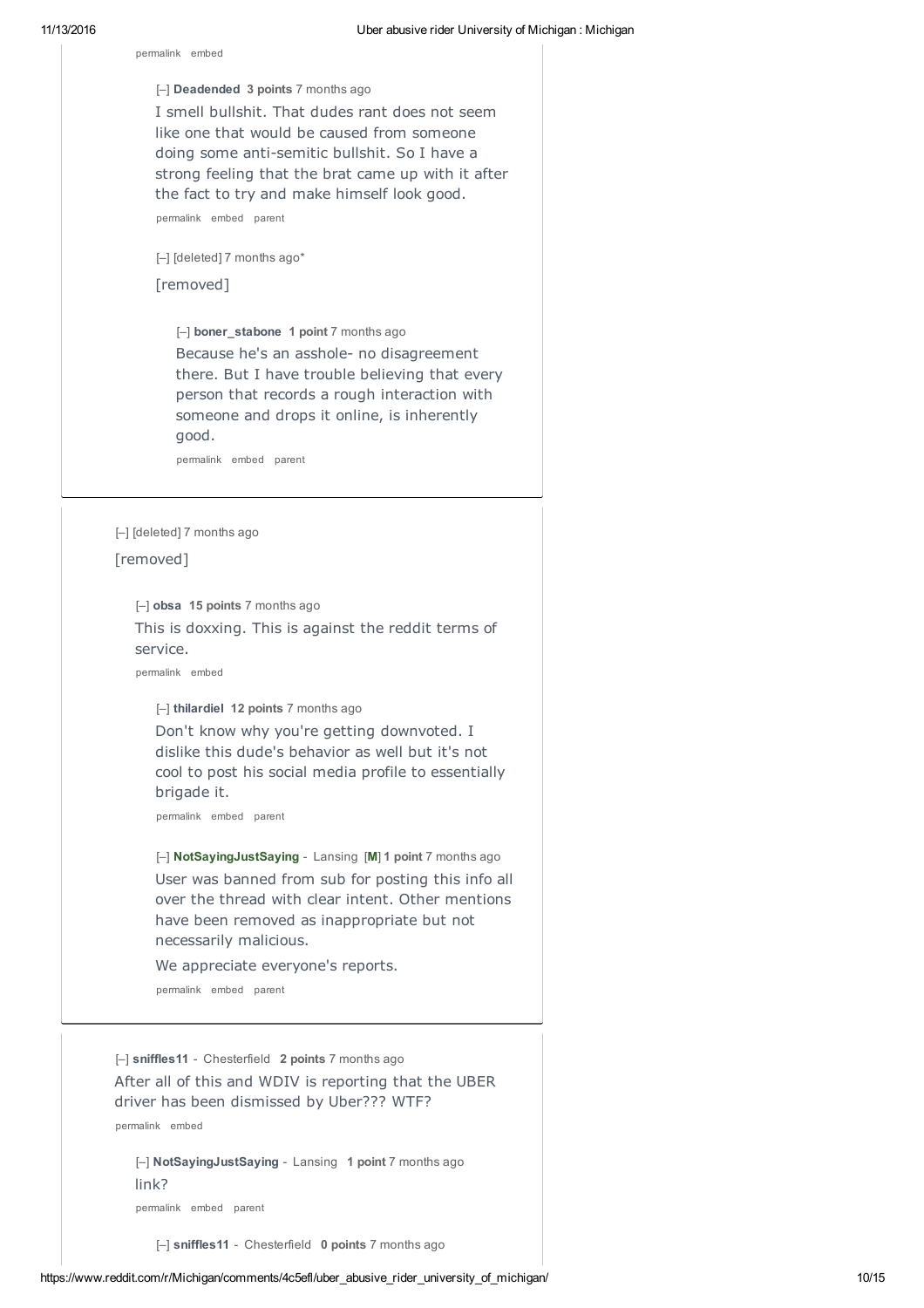permalink embed

[–] **Deadended** **3 points** 7 months ago

I smell bullshit. That dudes rant does not seem like one that would be caused from someone doing some anti-semitic bullshit. So I have a strong feeling that the brat came up with it after the fact to try and make himself look good.

permalink embed parent

[–] [deleted] 7 months ago*

[removed]

[–] **boner_stabone** **1 point** 7 months ago

Because he's an asshole- no disagreement there. But I have trouble believing that every person that records a rough interaction with someone and drops it online, is inherently good.

permalink embed parent

---

[–] [deleted] 7 months ago

[removed]

[–] **obsa** **15 points** 7 months ago

This is doxxing. This is against the reddit terms of service.

permalink embed

[–] **thilardiel** **12 points** 7 months ago

Don't know why you're getting downvoted. I dislike this dude's behavior as well but it's not cool to post his social media profile to essentially brigade it.

permalink embed parent

[–] **NotSayingJustSaying** - Lansing [**M**] **1 point** 7 months ago

User was banned from sub for posting this info all over the thread with clear intent. Other mentions have been removed as inappropriate but not necessarily malicious.

We appreciate everyone's reports.

permalink embed parent

---

[–] **sniffles11** - Chesterfield **2 points** 7 months ago

After all of this and WDIV is reporting that the UBER driver has been dismissed by Uber??? WTF?

permalink embed

[–] **NotSayingJustSaying** - Lansing **1 point** 7 months ago

link?

permalink embed parent

[–] **sniffles11** - Chesterfield **0 points** 7 months ago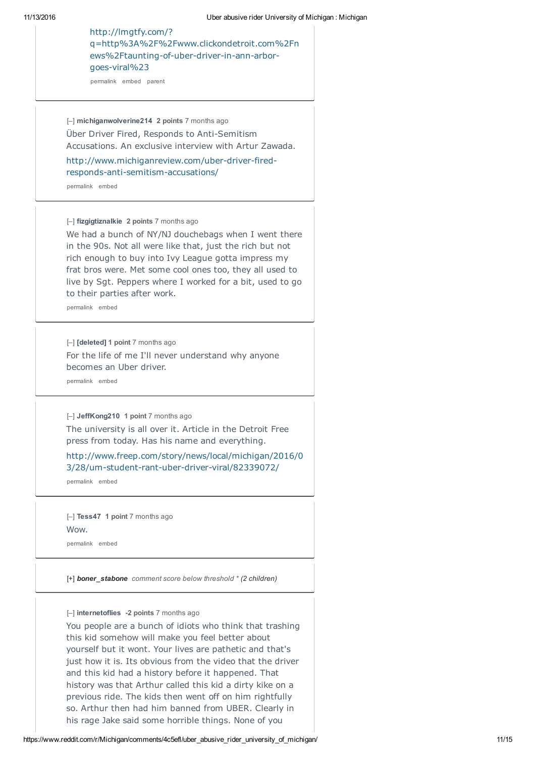http://lmgtfy.com/?q=http%3A%2F%2Fwww.clickondetroit.com%2Fnews%2Ftaunting-of-uber-driver-in-ann-arbor-goes-viral%23

permalink embed parent

---

[–] **michiganwolverine214** **2 points** 7 months ago

Über Driver Fired, Responds to Anti-Semitism Accusations. An exclusive interview with Artur Zawada.

http://www.michiganreview.com/uber-driver-fired-responds-anti-semitism-accusations/

permalink embed

---

[–] **fizgigtiznalkie** **2 points** 7 months ago

We had a bunch of NY/NJ douchebags when I went there in the 90s. Not all were like that, just the rich but not rich enough to buy into Ivy League gotta impress my frat bros were. Met some cool ones too, they all used to live by Sgt. Peppers where I worked for a bit, used to go to their parties after work.

permalink embed

---

[–] **[deleted]** **1 point** 7 months ago

For the life of me I'll never understand why anyone becomes an Uber driver.

permalink embed

---

[–] **JeffKong210** **1 point** 7 months ago

The university is all over it. Article in the Detroit Free press from today. Has his name and everything.

http://www.freep.com/story/news/local/michigan/2016/03/28/um-student-rant-uber-driver-viral/82339072/

permalink embed

---

[–] **Tess47** **1 point** 7 months ago

Wow.

permalink embed

---

[+] ***boner_stabone*** *comment score below threshold * (2 children)*

---

[–] **internetoflies** **-2 points** 7 months ago

You people are a bunch of idiots who think that trashing this kid somehow will make you feel better about yourself but it wont. Your lives are pathetic and that's just how it is. Its obvious from the video that the driver and this kid had a history before it happened. That history was that Arthur called this kid a dirty kike on a previous ride. The kids then went off on him rightfully so. Arthur then had him banned from UBER. Clearly in his rage Jake said some horrible things. None of you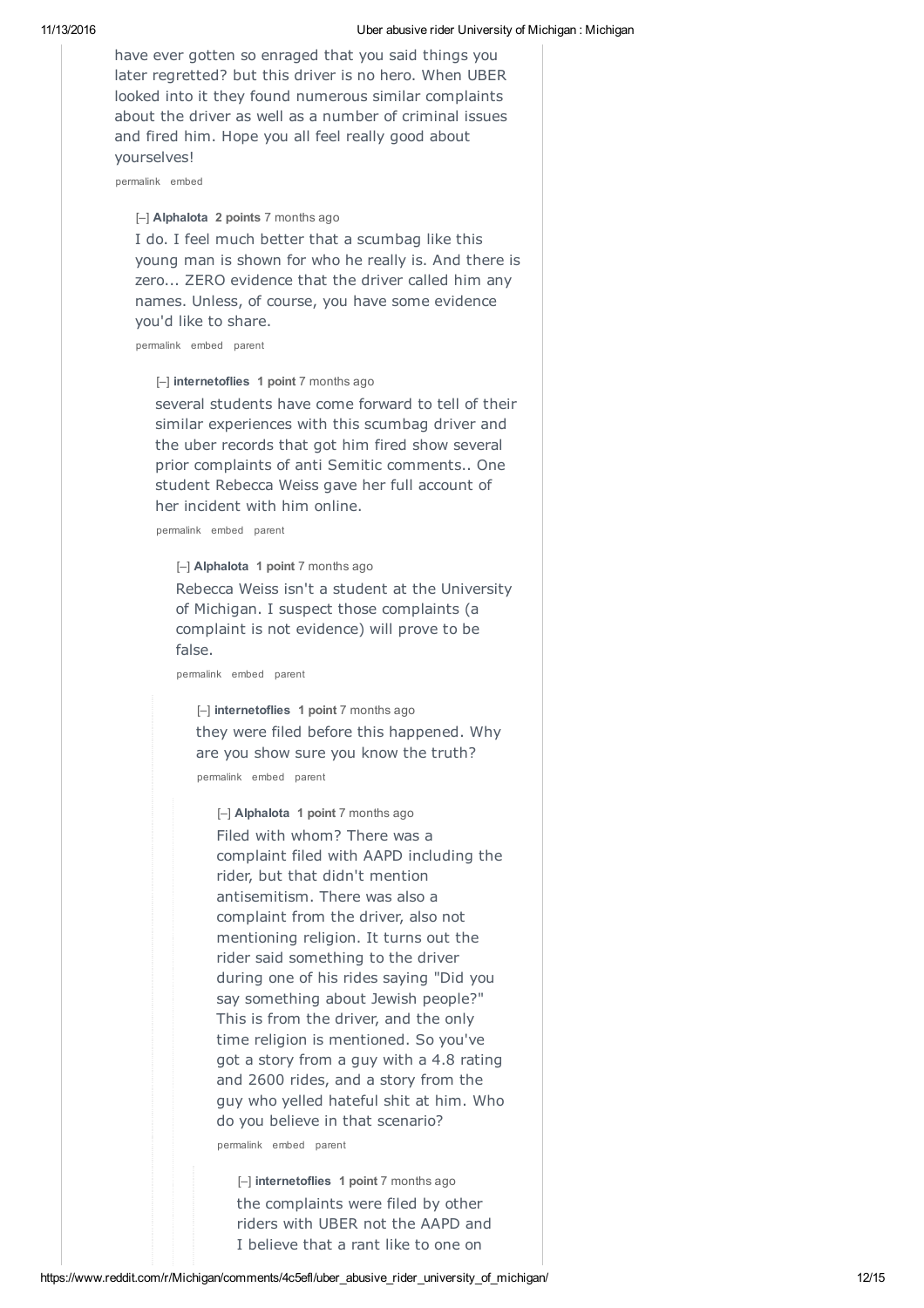have ever gotten so enraged that you said things you later regretted? but this driver is no hero. When UBER looked into it they found numerous similar complaints about the driver as well as a number of criminal issues and fired him. Hope you all feel really good about yourselves!

permalink embed

[–] **Alphalota** **2 points** 7 months ago

I do. I feel much better that a scumbag like this young man is shown for who he really is. And there is zero... ZERO evidence that the driver called him any names. Unless, of course, you have some evidence you'd like to share.

permalink embed parent

[–] **internetoflies** **1 point** 7 months ago

several students have come forward to tell of their similar experiences with this scumbag driver and the uber records that got him fired show several prior complaints of anti Semitic comments.. One student Rebecca Weiss gave her full account of her incident with him online.

permalink embed parent

[–] **Alphalota** **1 point** 7 months ago

Rebecca Weiss isn't a student at the University of Michigan. I suspect those complaints (a complaint is not evidence) will prove to be false.

permalink embed parent

[–] **internetoflies** **1 point** 7 months ago

they were filed before this happened. Why are you show sure you know the truth?

permalink embed parent

[–] **Alphalota** **1 point** 7 months ago

Filed with whom? There was a complaint filed with AAPD including the rider, but that didn't mention antisemitism. There was also a complaint from the driver, also not mentioning religion. It turns out the rider said something to the driver during one of his rides saying "Did you say something about Jewish people?" This is from the driver, and the only time religion is mentioned. So you've got a story from a guy with a 4.8 rating and 2600 rides, and a story from the guy who yelled hateful shit at him. Who do you believe in that scenario?

permalink embed parent

[–] **internetoflies** **1 point** 7 months ago

the complaints were filed by other riders with UBER not the AAPD and I believe that a rant like to one on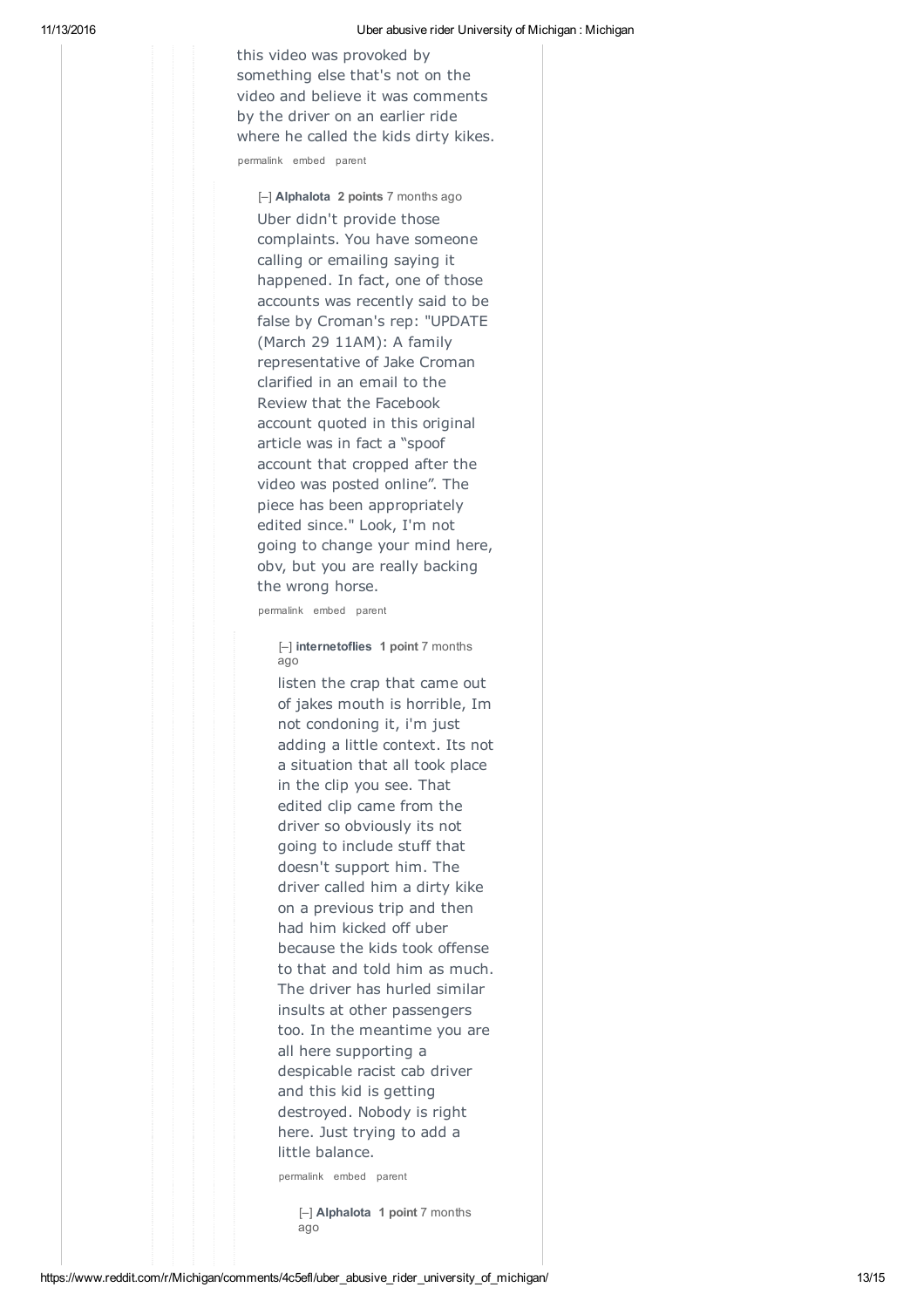this video was provoked by something else that's not on the video and believe it was comments by the driver on an earlier ride where he called the kids dirty kikes.

permalink embed parent

[–] **Alphalota** **2 points** 7 months ago

Uber didn't provide those complaints. You have someone calling or emailing saying it happened. In fact, one of those accounts was recently said to be false by Croman's rep: "UPDATE (March 29 11AM): A family representative of Jake Croman clarified in an email to the Review that the Facebook account quoted in this original article was in fact a "spoof account that cropped after the video was posted online". The piece has been appropriately edited since." Look, I'm not going to change your mind here, obv, but you are really backing the wrong horse.

permalink embed parent

[–] **internetoflies** **1 point** 7 months ago

listen the crap that came out of jakes mouth is horrible, Im not condoning it, i'm just adding a little context. Its not a situation that all took place in the clip you see. That edited clip came from the driver so obviously its not going to include stuff that doesn't support him. The driver called him a dirty kike on a previous trip and then had him kicked off uber because the kids took offense to that and told him as much. The driver has hurled similar insults at other passengers too. In the meantime you are all here supporting a despicable racist cab driver and this kid is getting destroyed. Nobody is right here. Just trying to add a little balance.

permalink embed parent

[–] **Alphalota** **1 point** 7 months ago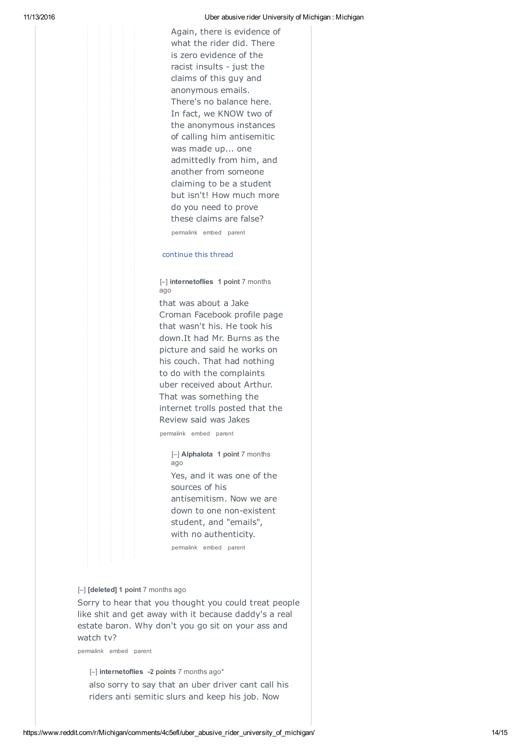Again, there is evidence of what the rider did. There is zero evidence of the racist insults - just the claims of this guy and anonymous emails. There's no balance here. In fact, we KNOW two of the anonymous instances of calling him antisemitic was made up... one admittedly from him, and another from someone claiming to be a student but isn't! How much more do you need to prove these claims are false?

permalink embed parent

continue this thread

[–] **internetoflies** **1 point** 7 months ago

that was about a Jake Croman Facebook profile page that wasn't his. He took his down.It had Mr. Burns as the picture and said he works on his couch. That had nothing to do with the complaints uber received about Arthur. That was something the internet trolls posted that the Review said was Jakes

permalink embed parent

[–] **Alphalota** **1 point** 7 months ago

Yes, and it was one of the sources of his antisemitism. Now we are down to one non-existent student, and "emails", with no authenticity.

permalink embed parent

[–] **[deleted]** **1 point** 7 months ago

Sorry to hear that you thought you could treat people like shit and get away with it because daddy's a real estate baron. Why don't you go sit on your ass and watch tv?

permalink embed parent

[–] **internetoflies** **-2 points** 7 months ago*

also sorry to say that an uber driver cant call his riders anti semitic slurs and keep his job. Now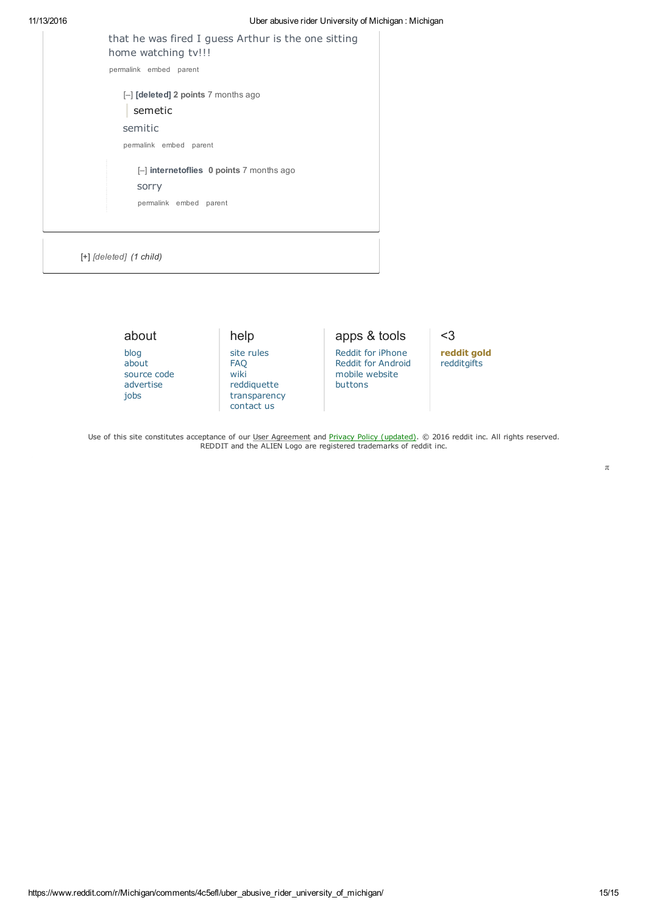that he was fired I guess Arthur is the one sitting home watching tv!!!

permalink embed parent

[–] **[deleted] 2 points** 7 months ago

> semetic

semitic

permalink embed parent

[–] **internetoflies** **0 points** 7 months ago

sorry

permalink embed parent

[+] *[deleted]* *(1 child)*

## about

blog
about
source code
advertise
jobs

## help

site rules
FAQ
wiki
reddiquette
transparency
contact us

## apps & tools

Reddit for iPhone
Reddit for Android
mobile website
buttons

## <3

**reddit gold**
redditgifts

Use of this site constitutes acceptance of our User Agreement and Privacy Policy (updated). © 2016 reddit inc. All rights reserved.
REDDIT and the ALIEN Logo are registered trademarks of reddit inc.

π